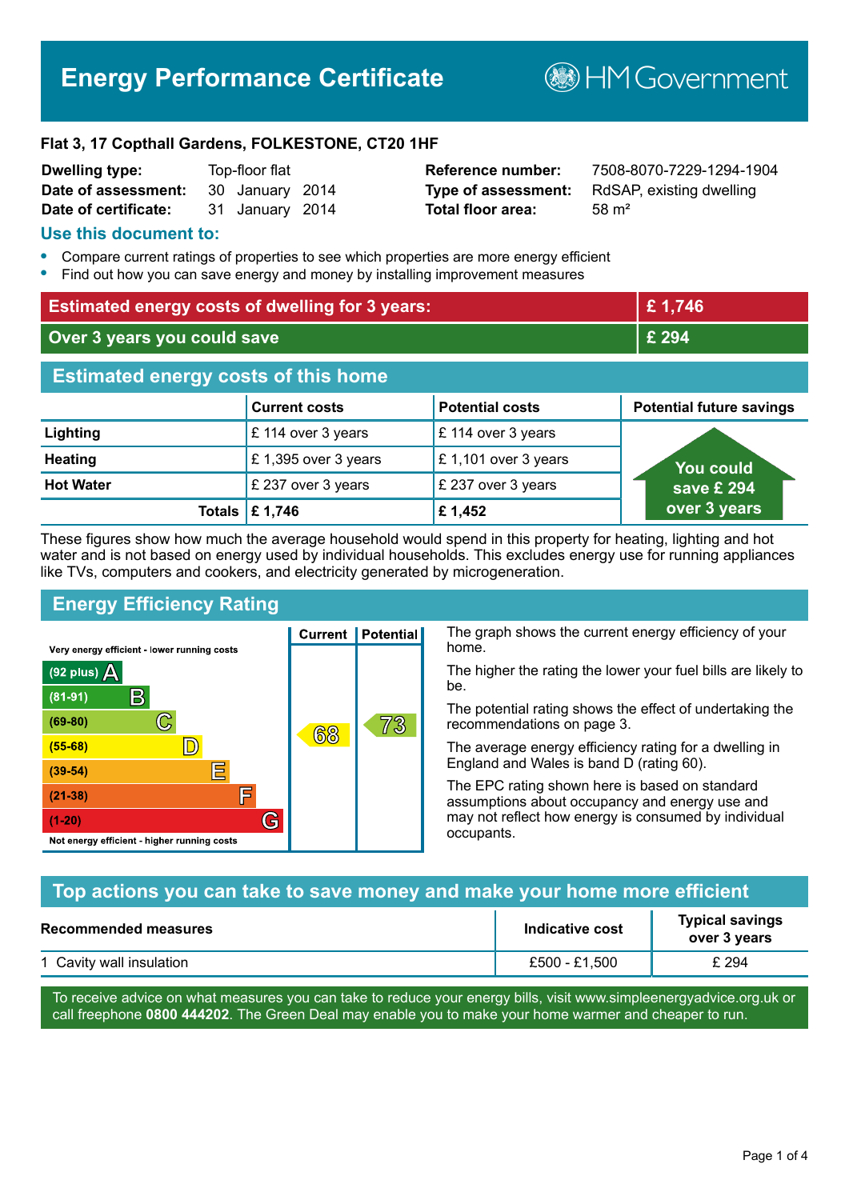# Energy Performance Certificate

HM Government

**Flat 3, 17 Copthall Gardens, FOLKESTONE, CT20 1HF**

| | | | |
|---|---|---|---|
| **Dwelling type:** | Top-floor flat | **Reference number:** | 7508-8070-7229-1294-1904 |
| **Date of assessment:** | 30 January 2014 | **Type of assessment:** | RdSAP, existing dwelling |
| **Date of certificate:** | 31 January 2014 | **Total floor area:** | 58 m² |

## Use this document to:

- Compare current ratings of properties to see which properties are more energy efficient
- Find out how you can save energy and money by installing improvement measures

| | |
|---|---|
| **Estimated energy costs of dwelling for 3 years:** | **£ 1,746** |
| **Over 3 years you could save** | **£ 294** |

## Estimated energy costs of this home

| | Current costs | Potential costs | Potential future savings |
|---|---|---|---|
| **Lighting** | £ 114 over 3 years | £ 114 over 3 years | You could save £ 294 over 3 years |
| **Heating** | £ 1,395 over 3 years | £ 1,101 over 3 years | |
| **Hot Water** | £ 237 over 3 years | £ 237 over 3 years | |
| **Totals** | **£ 1,746** | **£ 1,452** | |

These figures show how much the average household would spend in this property for heating, lighting and hot water and is not based on energy used by individual households. This excludes energy use for running appliances like TVs, computers and cookers, and electricity generated by microgeneration.

## Energy Efficiency Rating

Very energy efficient - lower running costs

| Rating | Current | Potential |
|---|---|---|
| (92 plus) A | | |
| (81-91) B | | |
| (69-80) C | | 73 |
| (55-68) D | 68 | |
| (39-54) E | | |
| (21-38) F | | |
| (1-20) G | | |

Not energy efficient - higher running costs

The graph shows the current energy efficiency of your home.

The higher the rating the lower your fuel bills are likely to be.

The potential rating shows the effect of undertaking the recommendations on page 3.

The average energy efficiency rating for a dwelling in England and Wales is band D (rating 60).

The EPC rating shown here is based on standard assumptions about occupancy and energy use and may not reflect how energy is consumed by individual occupants.

## Top actions you can take to save money and make your home more efficient

| Recommended measures | Indicative cost | Typical savings over 3 years |
|---|---|---|
| 1 Cavity wall insulation | £500 - £1,500 | £ 294 |

To receive advice on what measures you can take to reduce your energy bills, visit www.simpleenergyadvice.org.uk or call freephone **0800 444202**. The Green Deal may enable you to make your home warmer and cheaper to run.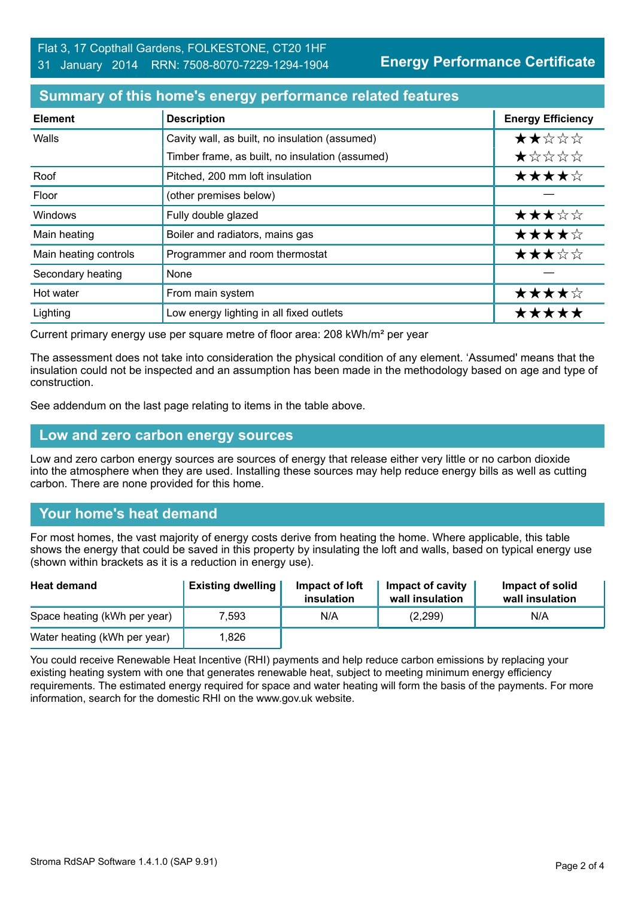Flat 3, 17 Copthall Gardens, FOLKESTONE, CT20 1HF
31 January 2014 RRN: 7508-8070-7229-1294-1904

**Energy Performance Certificate**

## Summary of this home's energy performance related features

| Element | Description | Energy Efficiency |
|---|---|---|
| Walls | Cavity wall, as built, no insulation (assumed) | ★★☆☆☆ |
| | Timber frame, as built, no insulation (assumed) | ★☆☆☆☆ |
| Roof | Pitched, 200 mm loft insulation | ★★★★☆ |
| Floor | (other premises below) | — |
| Windows | Fully double glazed | ★★★☆☆ |
| Main heating | Boiler and radiators, mains gas | ★★★★☆ |
| Main heating controls | Programmer and room thermostat | ★★★☆☆ |
| Secondary heating | None | — |
| Hot water | From main system | ★★★★☆ |
| Lighting | Low energy lighting in all fixed outlets | ★★★★★ |

Current primary energy use per square metre of floor area: 208 kWh/m² per year

The assessment does not take into consideration the physical condition of any element. 'Assumed' means that the insulation could not be inspected and an assumption has been made in the methodology based on age and type of construction.

See addendum on the last page relating to items in the table above.

## Low and zero carbon energy sources

Low and zero carbon energy sources are sources of energy that release either very little or no carbon dioxide into the atmosphere when they are used. Installing these sources may help reduce energy bills as well as cutting carbon. There are none provided for this home.

## Your home's heat demand

For most homes, the vast majority of energy costs derive from heating the home. Where applicable, this table shows the energy that could be saved in this property by insulating the loft and walls, based on typical energy use (shown within brackets as it is a reduction in energy use).

| Heat demand | Existing dwelling | Impact of loft insulation | Impact of cavity wall insulation | Impact of solid wall insulation |
|---|---|---|---|---|
| Space heating (kWh per year) | 7,593 | N/A | (2,299) | N/A |
| Water heating (kWh per year) | 1,826 | | | |

You could receive Renewable Heat Incentive (RHI) payments and help reduce carbon emissions by replacing your existing heating system with one that generates renewable heat, subject to meeting minimum energy efficiency requirements. The estimated energy required for space and water heating will form the basis of the payments. For more information, search for the domestic RHI on the www.gov.uk website.

Stroma RdSAP Software 1.4.1.0 (SAP 9.91)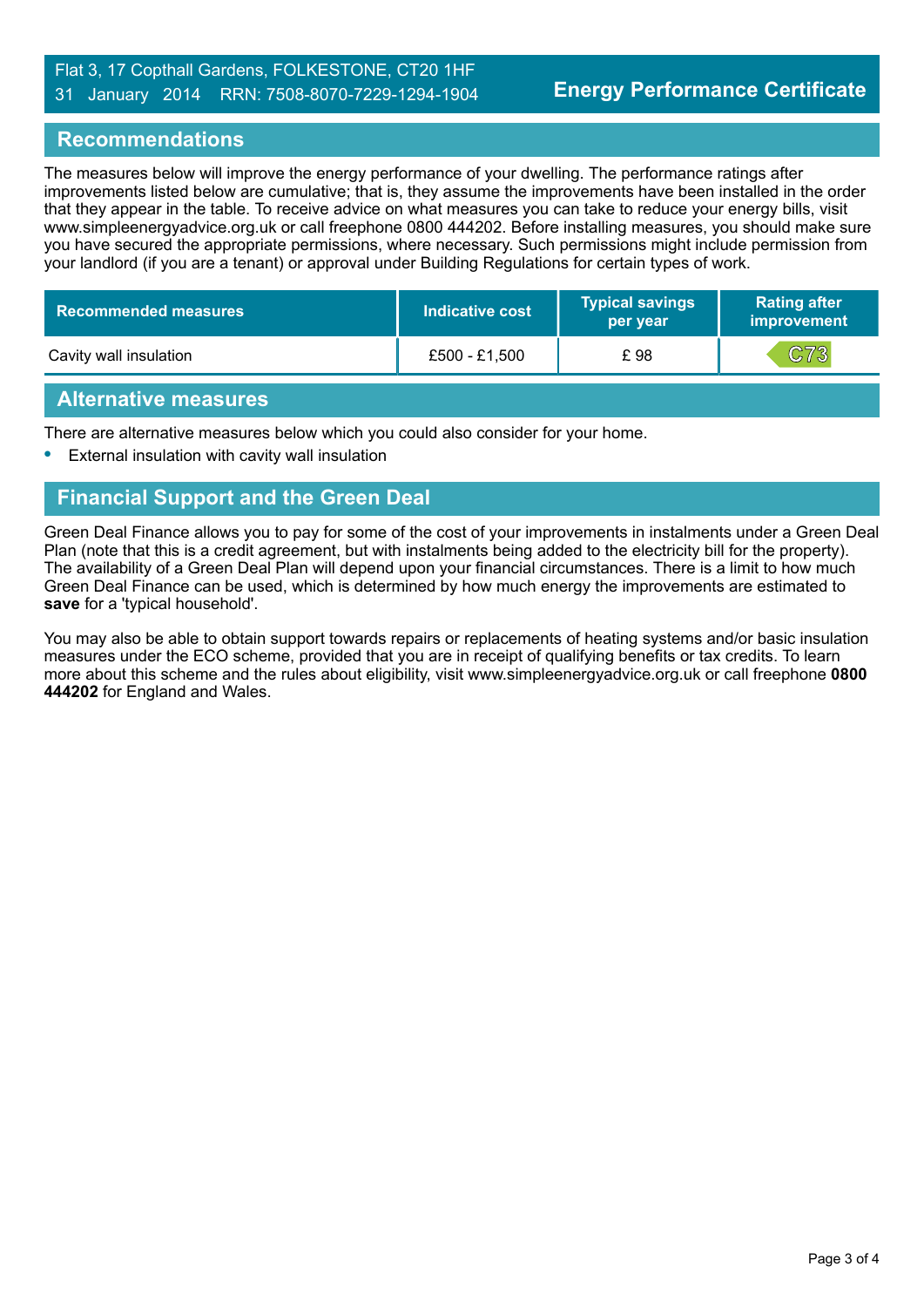Flat 3, 17 Copthall Gardens, FOLKESTONE, CT20 1HF
31 January 2014 RRN: 7508-8070-7229-1294-1904

**Energy Performance Certificate**

## Recommendations

The measures below will improve the energy performance of your dwelling. The performance ratings after improvements listed below are cumulative; that is, they assume the improvements have been installed in the order that they appear in the table. To receive advice on what measures you can take to reduce your energy bills, visit www.simpleenergyadvice.org.uk or call freephone 0800 444202. Before installing measures, you should make sure you have secured the appropriate permissions, where necessary. Such permissions might include permission from your landlord (if you are a tenant) or approval under Building Regulations for certain types of work.

| Recommended measures | Indicative cost | Typical savings per year | Rating after improvement |
|---|---|---|---|
| Cavity wall insulation | £500 - £1,500 | £ 98 | C73 |

## Alternative measures

There are alternative measures below which you could also consider for your home.

- External insulation with cavity wall insulation

## Financial Support and the Green Deal

Green Deal Finance allows you to pay for some of the cost of your improvements in instalments under a Green Deal Plan (note that this is a credit agreement, but with instalments being added to the electricity bill for the property). The availability of a Green Deal Plan will depend upon your financial circumstances. There is a limit to how much Green Deal Finance can be used, which is determined by how much energy the improvements are estimated to **save** for a 'typical household'.

You may also be able to obtain support towards repairs or replacements of heating systems and/or basic insulation measures under the ECO scheme, provided that you are in receipt of qualifying benefits or tax credits. To learn more about this scheme and the rules about eligibility, visit www.simpleenergyadvice.org.uk or call freephone **0800 444202** for England and Wales.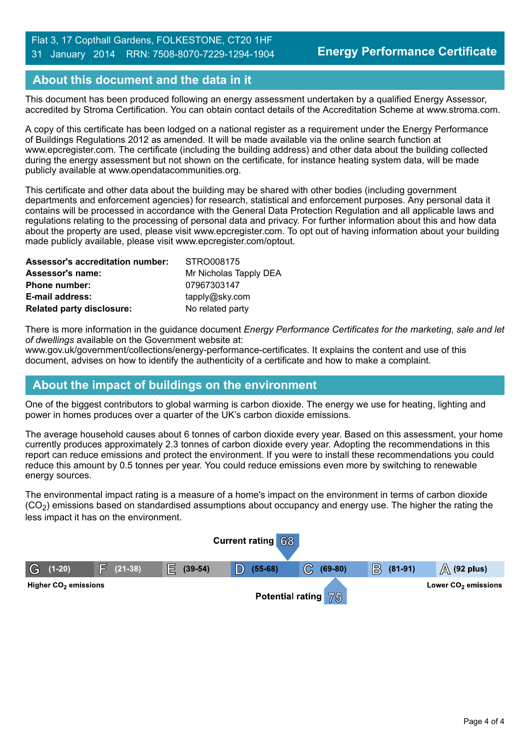Flat 3, 17 Copthall Gardens, FOLKESTONE, CT20 1HF
31 January 2014 RRN: 7508-8070-7229-1294-1904

**Energy Performance Certificate**

## About this document and the data in it

This document has been produced following an energy assessment undertaken by a qualified Energy Assessor, accredited by Stroma Certification. You can obtain contact details of the Accreditation Scheme at www.stroma.com.

A copy of this certificate has been lodged on a national register as a requirement under the Energy Performance of Buildings Regulations 2012 as amended. It will be made available via the online search function at www.epcregister.com. The certificate (including the building address) and other data about the building collected during the energy assessment but not shown on the certificate, for instance heating system data, will be made publicly available at www.opendatacommunities.org.

This certificate and other data about the building may be shared with other bodies (including government departments and enforcement agencies) for research, statistical and enforcement purposes. Any personal data it contains will be processed in accordance with the General Data Protection Regulation and all applicable laws and regulations relating to the processing of personal data and privacy. For further information about this and how data about the property are used, please visit www.epcregister.com. To opt out of having information about your building made publicly available, please visit www.epcregister.com/optout.

| | |
|---|---|
| **Assessor's accreditation number:** | STRO008175 |
| **Assessor's name:** | Mr Nicholas Tapply DEA |
| **Phone number:** | 07967303147 |
| **E-mail address:** | tapply@sky.com |
| **Related party disclosure:** | No related party |

There is more information in the guidance document *Energy Performance Certificates for the marketing, sale and let of dwellings* available on the Government website at: www.gov.uk/government/collections/energy-performance-certificates. It explains the content and use of this document, advises on how to identify the authenticity of a certificate and how to make a complaint.

## About the impact of buildings on the environment

One of the biggest contributors to global warming is carbon dioxide. The energy we use for heating, lighting and power in homes produces over a quarter of the UK's carbon dioxide emissions.

The average household causes about 6 tonnes of carbon dioxide every year. Based on this assessment, your home currently produces approximately 2.3 tonnes of carbon dioxide every year. Adopting the recommendations in this report can reduce emissions and protect the environment. If you were to install these recommendations you could reduce this amount by 0.5 tonnes per year. You could reduce emissions even more by switching to renewable energy sources.

The environmental impact rating is a measure of a home's impact on the environment in terms of carbon dioxide ($CO_2$) emissions based on standardised assumptions about occupancy and energy use. The higher the rating the less impact it has on the environment.

Current rating 68

G (1-20) F (21-38) E (39-54) D (55-68) C (69-80) B (81-91) A (92 plus)

Higher $CO_2$ emissions

Lower $CO_2$ emissions

Potential rating 75